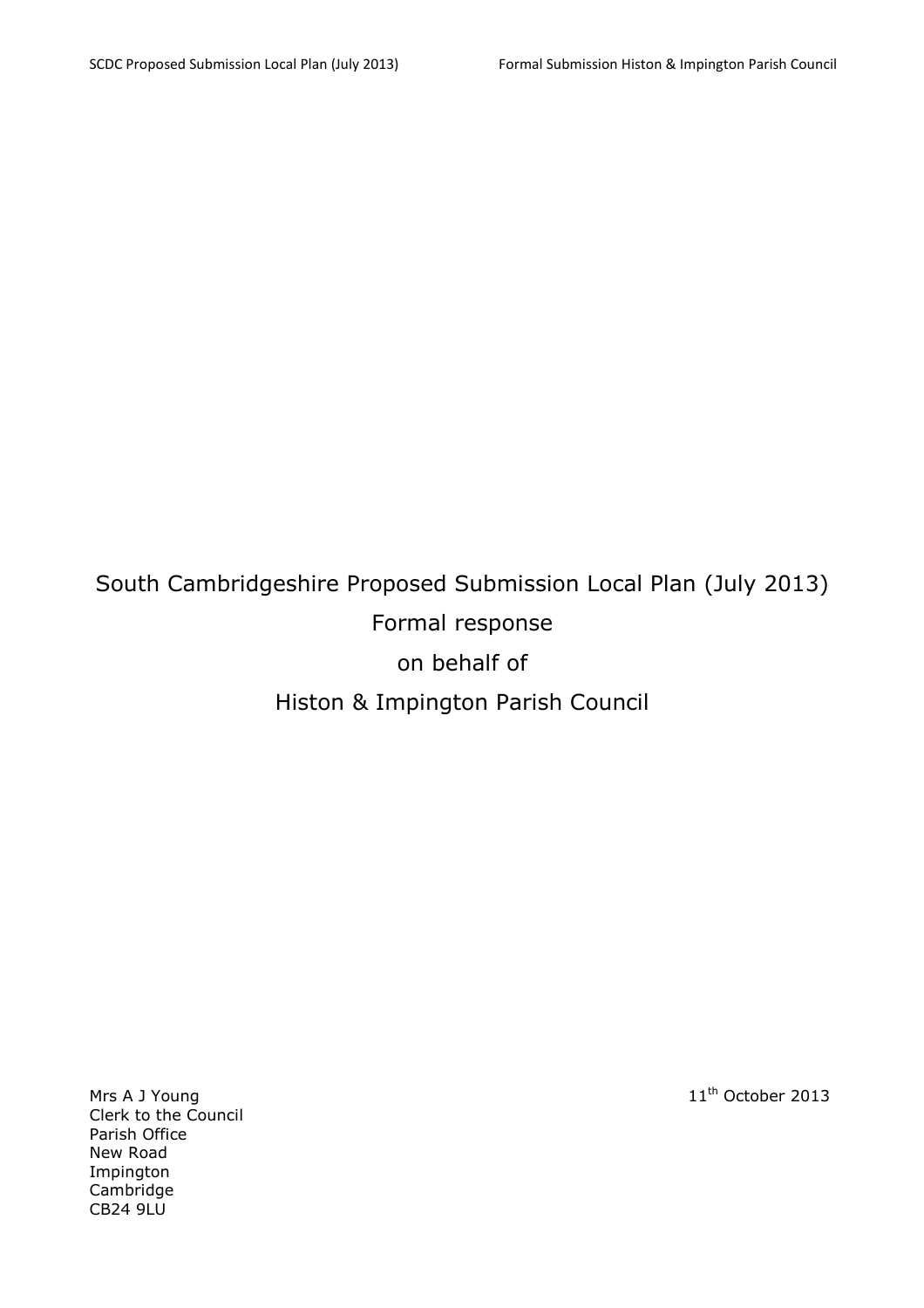# South Cambridgeshire Proposed Submission Local Plan (July 2013)

## Formal response

## on behalf of

## Histon & Impington Parish Council

Mrs A J Young
Clerk to the Council
Parish Office
New Road
Impington
Cambridge
CB24 9LU

11th October 2013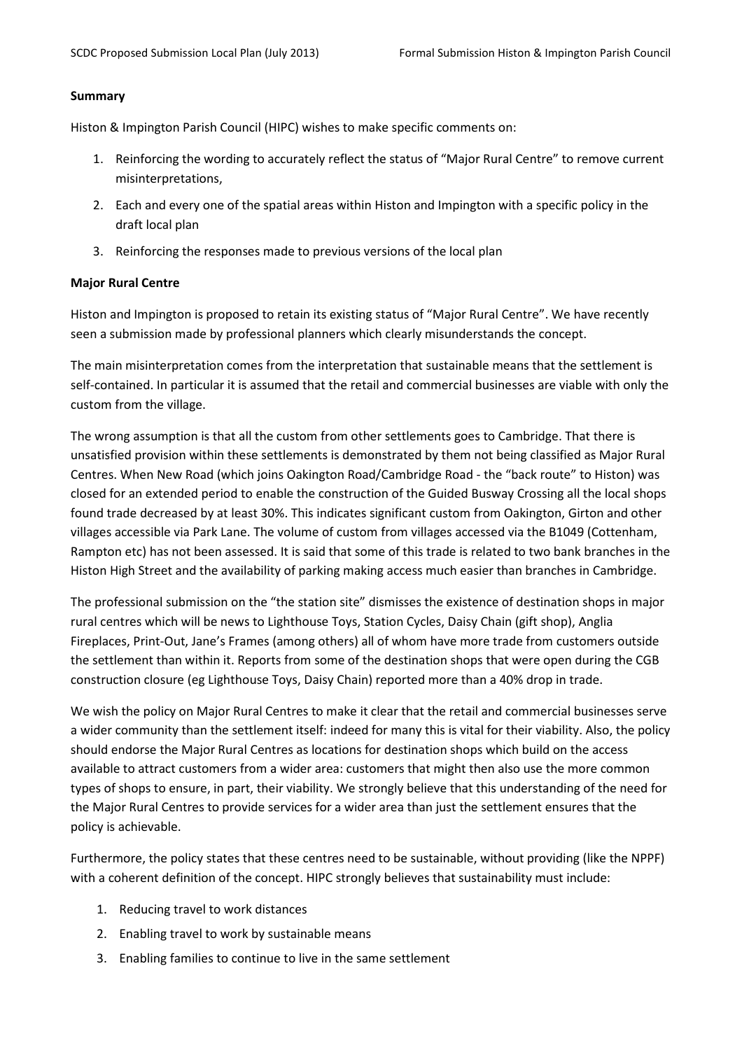**Summary**

Histon & Impington Parish Council (HIPC) wishes to make specific comments on:

1. Reinforcing the wording to accurately reflect the status of "Major Rural Centre" to remove current misinterpretations,
2. Each and every one of the spatial areas within Histon and Impington with a specific policy in the draft local plan
3. Reinforcing the responses made to previous versions of the local plan

**Major Rural Centre**

Histon and Impington is proposed to retain its existing status of "Major Rural Centre". We have recently seen a submission made by professional planners which clearly misunderstands the concept.

The main misinterpretation comes from the interpretation that sustainable means that the settlement is self-contained. In particular it is assumed that the retail and commercial businesses are viable with only the custom from the village.

The wrong assumption is that all the custom from other settlements goes to Cambridge. That there is unsatisfied provision within these settlements is demonstrated by them not being classified as Major Rural Centres. When New Road (which joins Oakington Road/Cambridge Road - the "back route" to Histon) was closed for an extended period to enable the construction of the Guided Busway Crossing all the local shops found trade decreased by at least 30%. This indicates significant custom from Oakington, Girton and other villages accessible via Park Lane. The volume of custom from villages accessed via the B1049 (Cottenham, Rampton etc) has not been assessed. It is said that some of this trade is related to two bank branches in the Histon High Street and the availability of parking making access much easier than branches in Cambridge.

The professional submission on the "the station site" dismisses the existence of destination shops in major rural centres which will be news to Lighthouse Toys, Station Cycles, Daisy Chain (gift shop), Anglia Fireplaces, Print-Out, Jane's Frames (among others) all of whom have more trade from customers outside the settlement than within it. Reports from some of the destination shops that were open during the CGB construction closure (eg Lighthouse Toys, Daisy Chain) reported more than a 40% drop in trade.

We wish the policy on Major Rural Centres to make it clear that the retail and commercial businesses serve a wider community than the settlement itself: indeed for many this is vital for their viability. Also, the policy should endorse the Major Rural Centres as locations for destination shops which build on the access available to attract customers from a wider area: customers that might then also use the more common types of shops to ensure, in part, their viability. We strongly believe that this understanding of the need for the Major Rural Centres to provide services for a wider area than just the settlement ensures that the policy is achievable.

Furthermore, the policy states that these centres need to be sustainable, without providing (like the NPPF) with a coherent definition of the concept. HIPC strongly believes that sustainability must include:

1. Reducing travel to work distances
2. Enabling travel to work by sustainable means
3. Enabling families to continue to live in the same settlement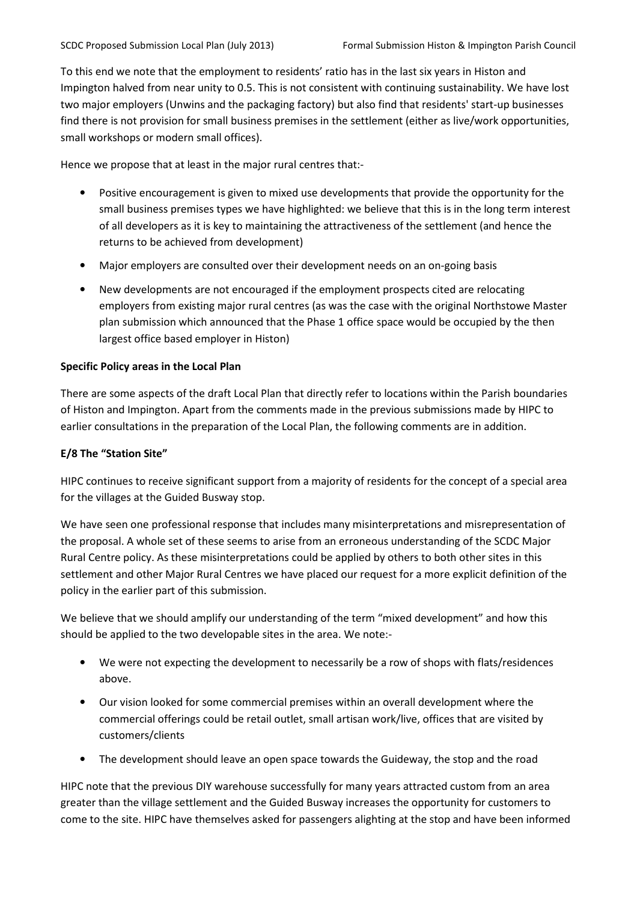To this end we note that the employment to residents' ratio has in the last six years in Histon and Impington halved from near unity to 0.5. This is not consistent with continuing sustainability. We have lost two major employers (Unwins and the packaging factory) but also find that residents' start-up businesses find there is not provision for small business premises in the settlement (either as live/work opportunities, small workshops or modern small offices).

Hence we propose that at least in the major rural centres that:-

- Positive encouragement is given to mixed use developments that provide the opportunity for the small business premises types we have highlighted: we believe that this is in the long term interest of all developers as it is key to maintaining the attractiveness of the settlement (and hence the returns to be achieved from development)
- Major employers are consulted over their development needs on an on-going basis
- New developments are not encouraged if the employment prospects cited are relocating employers from existing major rural centres (as was the case with the original Northstowe Master plan submission which announced that the Phase 1 office space would be occupied by the then largest office based employer in Histon)

**Specific Policy areas in the Local Plan**

There are some aspects of the draft Local Plan that directly refer to locations within the Parish boundaries of Histon and Impington. Apart from the comments made in the previous submissions made by HIPC to earlier consultations in the preparation of the Local Plan, the following comments are in addition.

**E/8 The "Station Site"**

HIPC continues to receive significant support from a majority of residents for the concept of a special area for the villages at the Guided Busway stop.

We have seen one professional response that includes many misinterpretations and misrepresentation of the proposal. A whole set of these seems to arise from an erroneous understanding of the SCDC Major Rural Centre policy. As these misinterpretations could be applied by others to both other sites in this settlement and other Major Rural Centres we have placed our request for a more explicit definition of the policy in the earlier part of this submission.

We believe that we should amplify our understanding of the term "mixed development" and how this should be applied to the two developable sites in the area. We note:-

- We were not expecting the development to necessarily be a row of shops with flats/residences above.
- Our vision looked for some commercial premises within an overall development where the commercial offerings could be retail outlet, small artisan work/live, offices that are visited by customers/clients
- The development should leave an open space towards the Guideway, the stop and the road

HIPC note that the previous DIY warehouse successfully for many years attracted custom from an area greater than the village settlement and the Guided Busway increases the opportunity for customers to come to the site. HIPC have themselves asked for passengers alighting at the stop and have been informed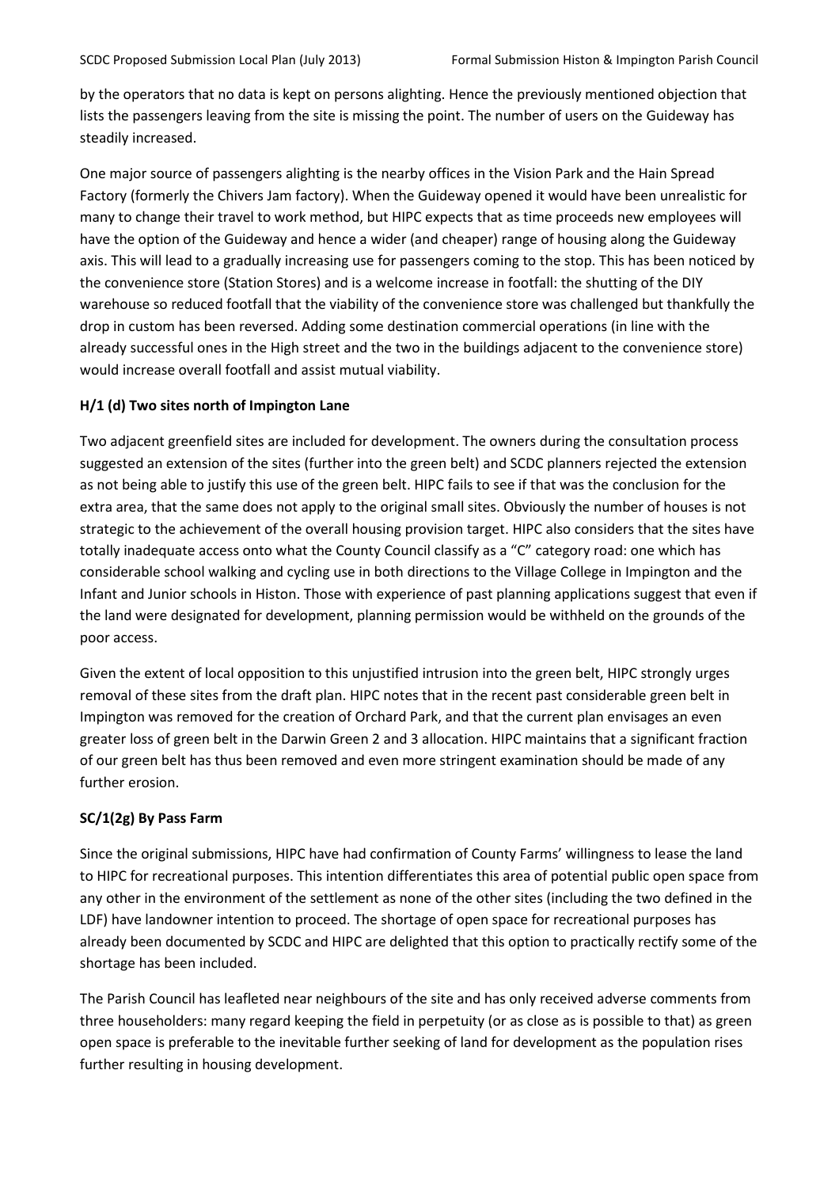by the operators that no data is kept on persons alighting. Hence the previously mentioned objection that lists the passengers leaving from the site is missing the point. The number of users on the Guideway has steadily increased.

One major source of passengers alighting is the nearby offices in the Vision Park and the Hain Spread Factory (formerly the Chivers Jam factory). When the Guideway opened it would have been unrealistic for many to change their travel to work method, but HIPC expects that as time proceeds new employees will have the option of the Guideway and hence a wider (and cheaper) range of housing along the Guideway axis. This will lead to a gradually increasing use for passengers coming to the stop. This has been noticed by the convenience store (Station Stores) and is a welcome increase in footfall: the shutting of the DIY warehouse so reduced footfall that the viability of the convenience store was challenged but thankfully the drop in custom has been reversed. Adding some destination commercial operations (in line with the already successful ones in the High street and the two in the buildings adjacent to the convenience store) would increase overall footfall and assist mutual viability.

### H/1 (d) Two sites north of Impington Lane

Two adjacent greenfield sites are included for development. The owners during the consultation process suggested an extension of the sites (further into the green belt) and SCDC planners rejected the extension as not being able to justify this use of the green belt. HIPC fails to see if that was the conclusion for the extra area, that the same does not apply to the original small sites. Obviously the number of houses is not strategic to the achievement of the overall housing provision target. HIPC also considers that the sites have totally inadequate access onto what the County Council classify as a "C" category road: one which has considerable school walking and cycling use in both directions to the Village College in Impington and the Infant and Junior schools in Histon. Those with experience of past planning applications suggest that even if the land were designated for development, planning permission would be withheld on the grounds of the poor access.

Given the extent of local opposition to this unjustified intrusion into the green belt, HIPC strongly urges removal of these sites from the draft plan. HIPC notes that in the recent past considerable green belt in Impington was removed for the creation of Orchard Park, and that the current plan envisages an even greater loss of green belt in the Darwin Green 2 and 3 allocation. HIPC maintains that a significant fraction of our green belt has thus been removed and even more stringent examination should be made of any further erosion.

### SC/1(2g) By Pass Farm

Since the original submissions, HIPC have had confirmation of County Farms' willingness to lease the land to HIPC for recreational purposes. This intention differentiates this area of potential public open space from any other in the environment of the settlement as none of the other sites (including the two defined in the LDF) have landowner intention to proceed. The shortage of open space for recreational purposes has already been documented by SCDC and HIPC are delighted that this option to practically rectify some of the shortage has been included.

The Parish Council has leafleted near neighbours of the site and has only received adverse comments from three householders: many regard keeping the field in perpetuity (or as close as is possible to that) as green open space is preferable to the inevitable further seeking of land for development as the population rises further resulting in housing development.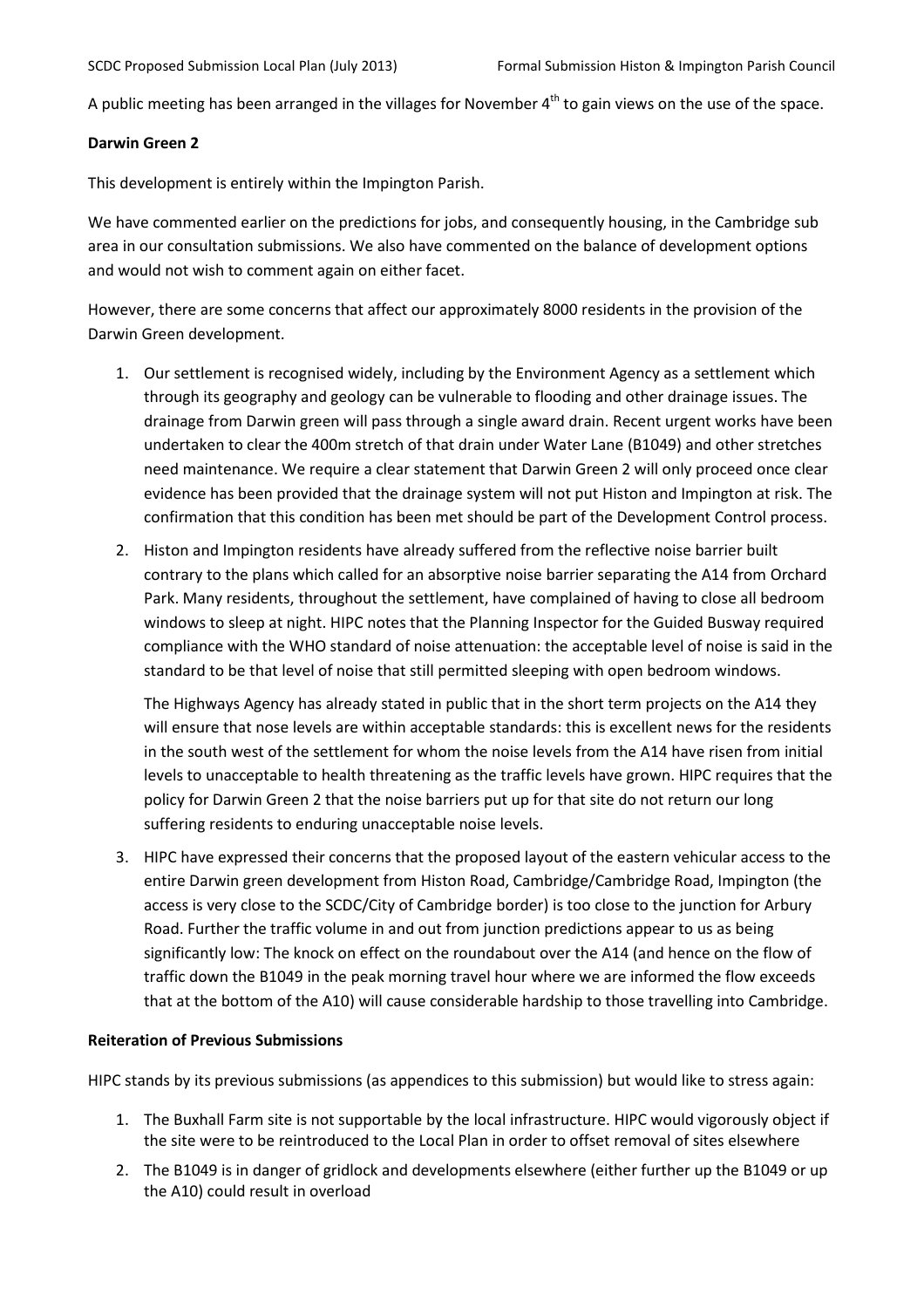A public meeting has been arranged in the villages for November 4th to gain views on the use of the space.

**Darwin Green 2**

This development is entirely within the Impington Parish.

We have commented earlier on the predictions for jobs, and consequently housing, in the Cambridge sub area in our consultation submissions. We also have commented on the balance of development options and would not wish to comment again on either facet.

However, there are some concerns that affect our approximately 8000 residents in the provision of the Darwin Green development.

1. Our settlement is recognised widely, including by the Environment Agency as a settlement which through its geography and geology can be vulnerable to flooding and other drainage issues. The drainage from Darwin green will pass through a single award drain. Recent urgent works have been undertaken to clear the 400m stretch of that drain under Water Lane (B1049) and other stretches need maintenance. We require a clear statement that Darwin Green 2 will only proceed once clear evidence has been provided that the drainage system will not put Histon and Impington at risk. The confirmation that this condition has been met should be part of the Development Control process.
2. Histon and Impington residents have already suffered from the reflective noise barrier built contrary to the plans which called for an absorptive noise barrier separating the A14 from Orchard Park. Many residents, throughout the settlement, have complained of having to close all bedroom windows to sleep at night. HIPC notes that the Planning Inspector for the Guided Busway required compliance with the WHO standard of noise attenuation: the acceptable level of noise is said in the standard to be that level of noise that still permitted sleeping with open bedroom windows.

   The Highways Agency has already stated in public that in the short term projects on the A14 they will ensure that nose levels are within acceptable standards: this is excellent news for the residents in the south west of the settlement for whom the noise levels from the A14 have risen from initial levels to unacceptable to health threatening as the traffic levels have grown. HIPC requires that the policy for Darwin Green 2 that the noise barriers put up for that site do not return our long suffering residents to enduring unacceptable noise levels.
3. HIPC have expressed their concerns that the proposed layout of the eastern vehicular access to the entire Darwin green development from Histon Road, Cambridge/Cambridge Road, Impington (the access is very close to the SCDC/City of Cambridge border) is too close to the junction for Arbury Road. Further the traffic volume in and out from junction predictions appear to us as being significantly low: The knock on effect on the roundabout over the A14 (and hence on the flow of traffic down the B1049 in the peak morning travel hour where we are informed the flow exceeds that at the bottom of the A10) will cause considerable hardship to those travelling into Cambridge.

**Reiteration of Previous Submissions**

HIPC stands by its previous submissions (as appendices to this submission) but would like to stress again:

1. The Buxhall Farm site is not supportable by the local infrastructure. HIPC would vigorously object if the site were to be reintroduced to the Local Plan in order to offset removal of sites elsewhere
2. The B1049 is in danger of gridlock and developments elsewhere (either further up the B1049 or up the A10) could result in overload